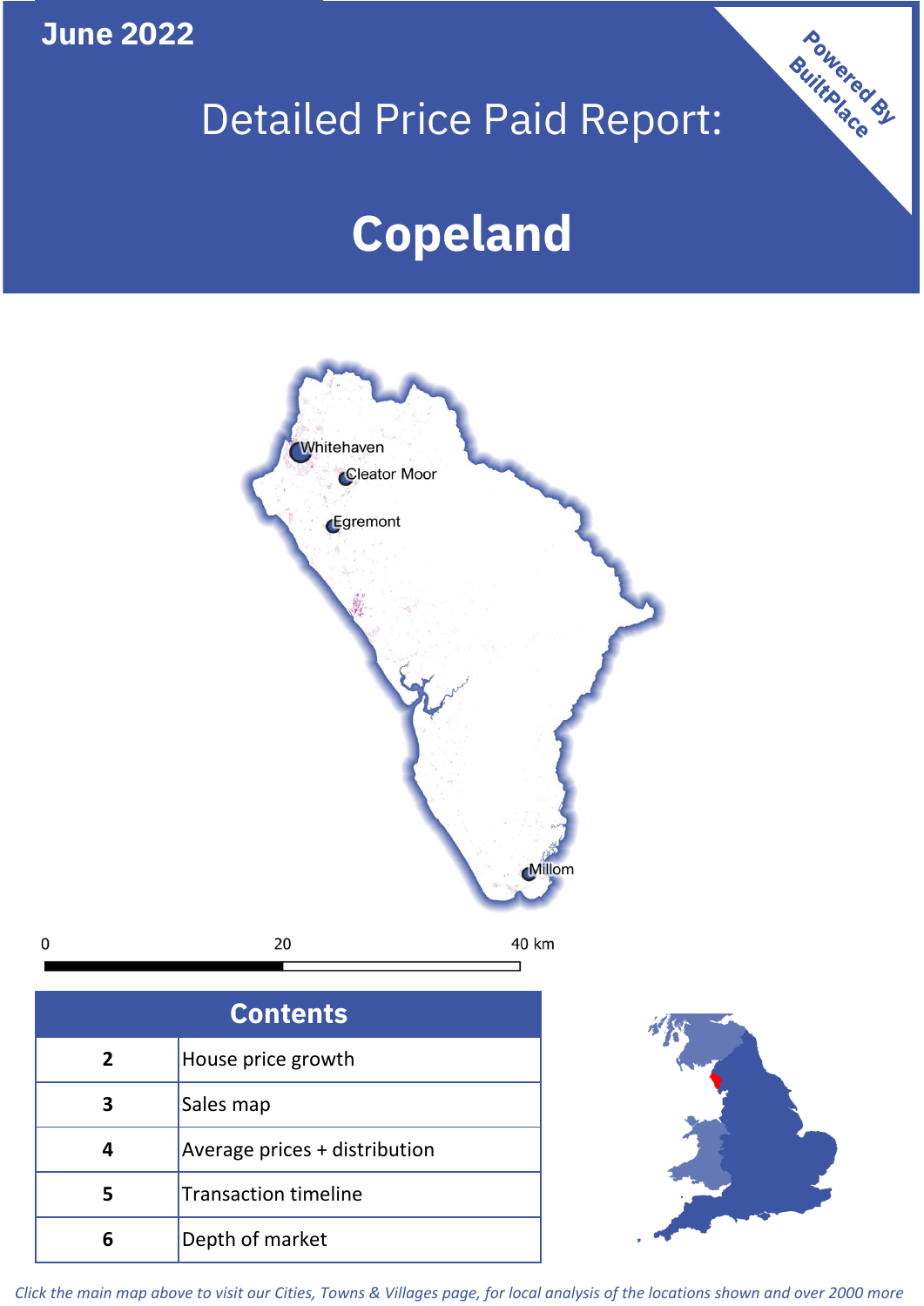June 2022

# Detailed Price Paid Report:

# Copeland

Powered By BuiltPlace

| Contents | |
|---|---|
| 2 | House price growth |
| 3 | Sales map |
| 4 | Average prices + distribution |
| 5 | Transaction timeline |
| 6 | Depth of market |

*Click the main map above to visit our Cities, Towns & Villages page, for local analysis of the locations shown and over 2000 more*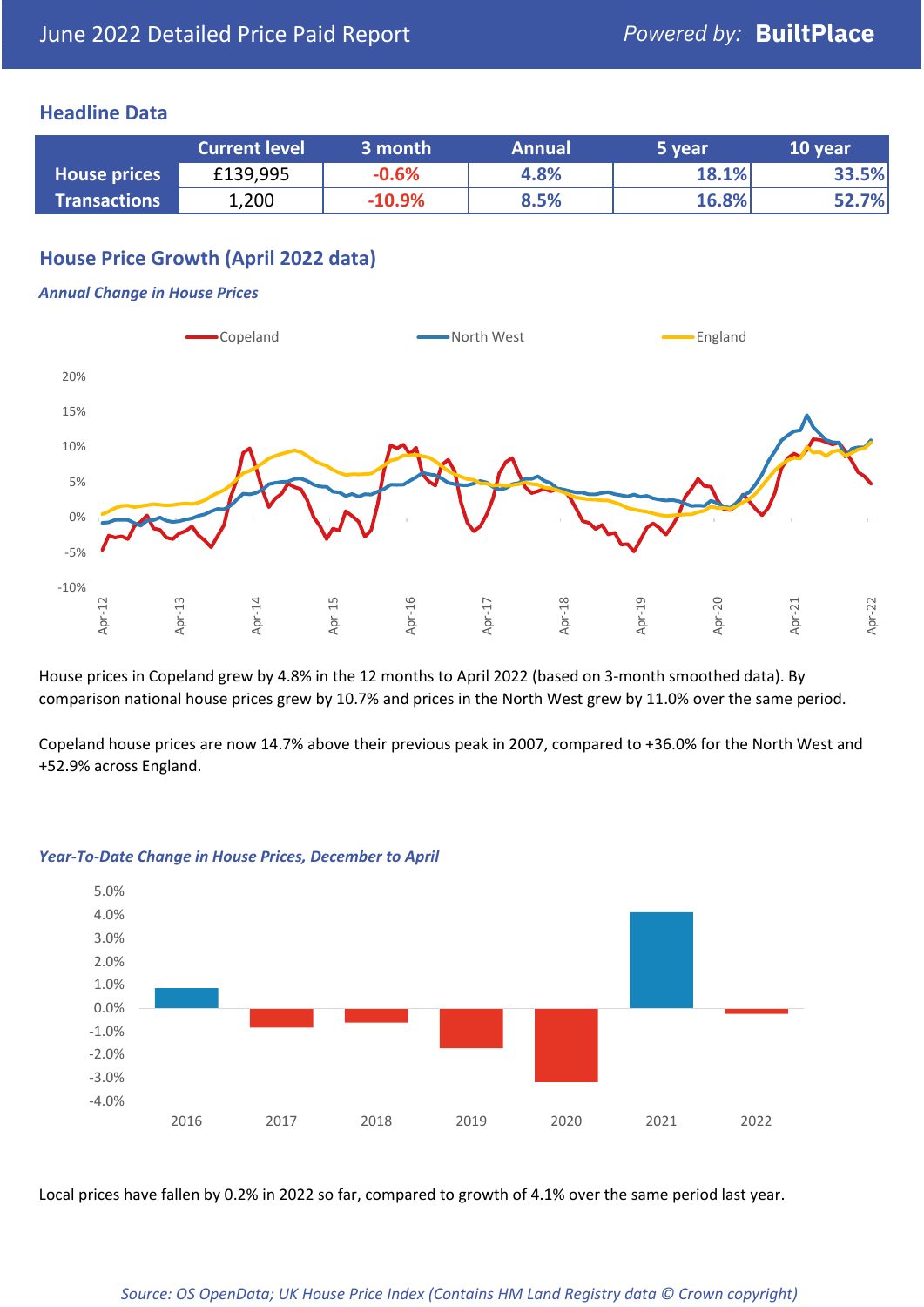June 2022 Detailed Price Paid Report

Powered by: **BuiltPlace**

## Headline Data

| | Current level | 3 month | Annual | 5 year | 10 year |
|---|---|---|---|---|---|
| **House prices** | £139,995 | -0.6% | 4.8% | 18.1% | 33.5% |
| **Transactions** | 1,200 | -10.9% | 8.5% | 16.8% | 52.7% |

## House Price Growth (April 2022 data)

### *Annual Change in House Prices*

House prices in Copeland grew by 4.8% in the 12 months to April 2022 (based on 3-month smoothed data). By comparison national house prices grew by 10.7% and prices in the North West grew by 11.0% over the same period.

Copeland house prices are now 14.7% above their previous peak in 2007, compared to +36.0% for the North West and +52.9% across England.

### *Year-To-Date Change in House Prices, December to April*

Local prices have fallen by 0.2% in 2022 so far, compared to growth of 4.1% over the same period last year.

*Source: OS OpenData; UK House Price Index (Contains HM Land Registry data © Crown copyright)*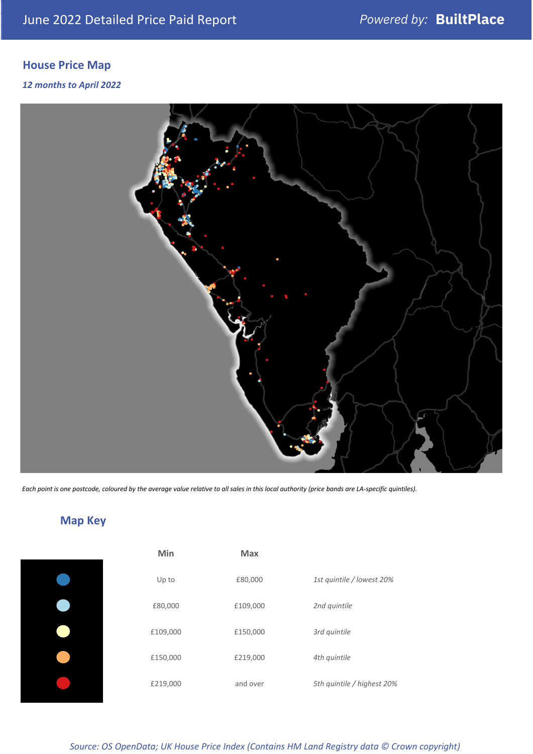June 2022 Detailed Price Paid Report

Powered by: **BuiltPlace**

## House Price Map

*12 months to April 2022*

*Each point is one postcode, coloured by the average value relative to all sales in this local authority (price bands are LA-specific quintiles).*

## Map Key

| | Min | Max | |
|---|---|---|---|
| Dark blue | Up to | £80,000 | *1st quintile / lowest 20%* |
| Light blue | £80,000 | £109,000 | *2nd quintile* |
| Pale yellow | £109,000 | £150,000 | *3rd quintile* |
| Orange | £150,000 | £219,000 | *4th quintile* |
| Red | £219,000 | and over | *5th quintile / highest 20%* |

*Source: OS OpenData; UK House Price Index (Contains HM Land Registry data © Crown copyright)*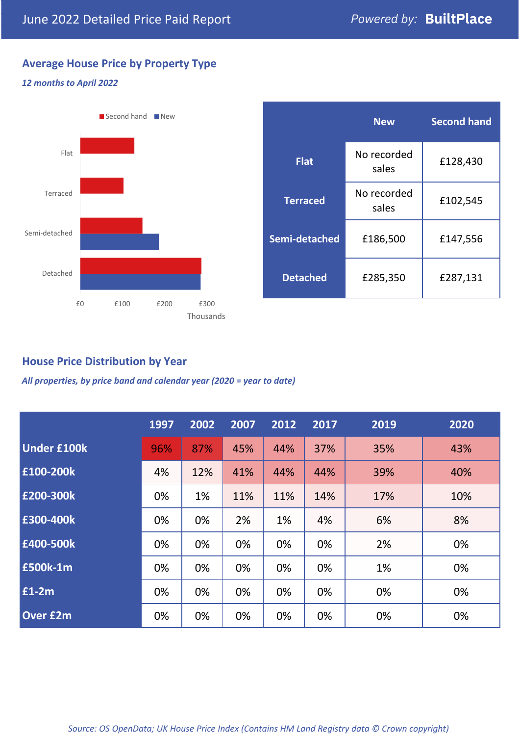# June 2022 Detailed Price Paid Report

*Powered by:* **BuiltPlace**

## Average House Price by Property Type

***12 months to April 2022***

Second hand ■ New ■

Flat

Terraced

Semi-detached

Detached

£0 £100 £200 £300

Thousands

| | New | Second hand |
|---|---|---|
| **Flat** | No recorded sales | £128,430 |
| **Terraced** | No recorded sales | £102,545 |
| **Semi-detached** | £186,500 | £147,556 |
| **Detached** | £285,350 | £287,131 |

## House Price Distribution by Year

***All properties, by price band and calendar year (2020 = year to date)***

| | 1997 | 2002 | 2007 | 2012 | 2017 | 2019 | 2020 |
|---|---|---|---|---|---|---|---|
| **Under £100k** | 96% | 87% | 45% | 44% | 37% | 35% | 43% |
| **£100-200k** | 4% | 12% | 41% | 44% | 44% | 39% | 40% |
| **£200-300k** | 0% | 1% | 11% | 11% | 14% | 17% | 10% |
| **£300-400k** | 0% | 0% | 2% | 1% | 4% | 6% | 8% |
| **£400-500k** | 0% | 0% | 0% | 0% | 0% | 2% | 0% |
| **£500k-1m** | 0% | 0% | 0% | 0% | 0% | 1% | 0% |
| **£1-2m** | 0% | 0% | 0% | 0% | 0% | 0% | 0% |
| **Over £2m** | 0% | 0% | 0% | 0% | 0% | 0% | 0% |

*Source: OS OpenData; UK House Price Index (Contains HM Land Registry data © Crown copyright)*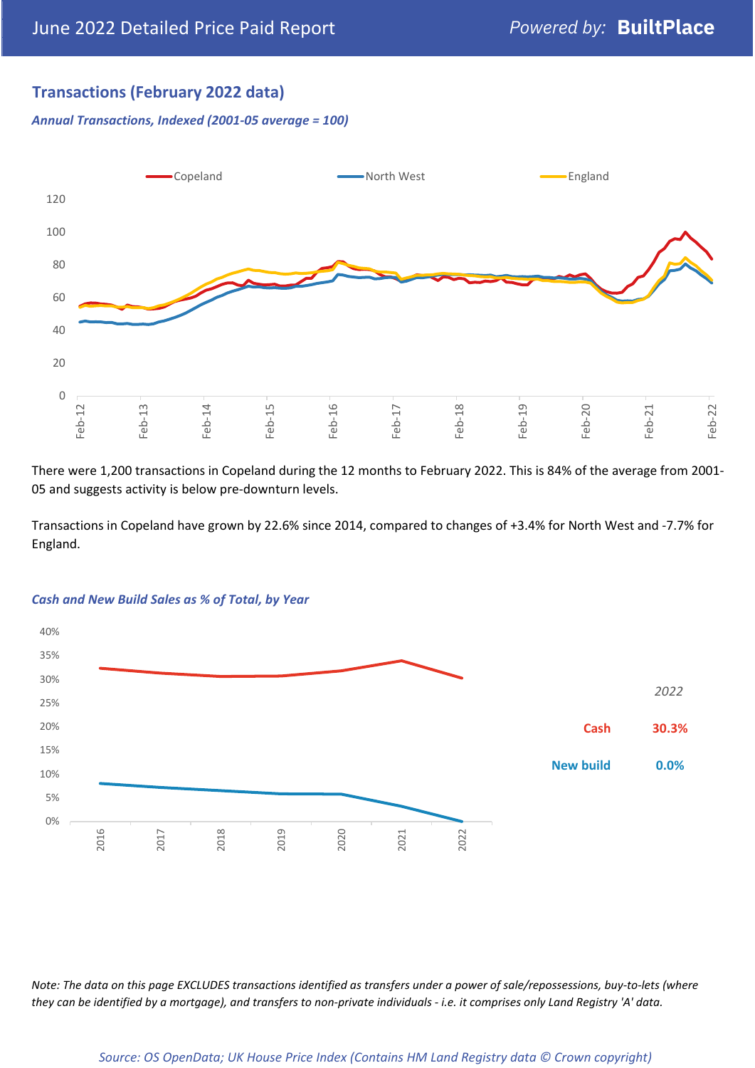## Transactions (February 2022 data)

*Annual Transactions, Indexed (2001-05 average = 100)*

There were 1,200 transactions in Copeland during the 12 months to February 2022. This is 84% of the average from 2001-05 and suggests activity is below pre-downturn levels.

Transactions in Copeland have grown by 22.6% since 2014, compared to changes of +3.4% for North West and -7.7% for England.

*Cash and New Build Sales as % of Total, by Year*

| 2022 | |
|---|---|
| Cash | 30.3% |
| New build | 0.0% |

*Note: The data on this page EXCLUDES transactions identified as transfers under a power of sale/repossessions, buy-to-lets (where they can be identified by a mortgage), and transfers to non-private individuals - i.e. it comprises only Land Registry 'A' data.*

*Source: OS OpenData; UK House Price Index (Contains HM Land Registry data © Crown copyright)*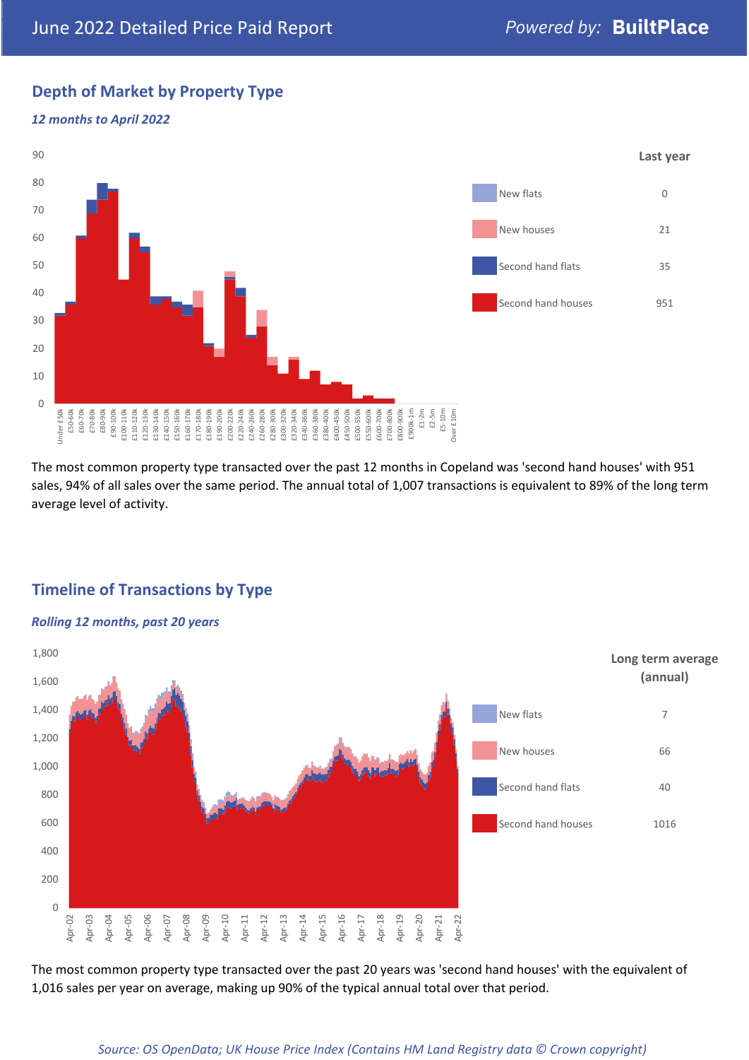## Depth of Market by Property Type

*12 months to April 2022*

90
80
70
60
50
40
30
20
10
0

Under £50k, £50-60k, £60-70k, £70-80k, £80-90k, £90-100k, £100-110k, £110-120k, £120-130k, £130-140k, £140-150k, £150-160k, £160-170k, £170-180k, £180-190k, £190-200k, £200-220k, £220-240k, £240-260k, £260-280k, £280-300k, £300-320k, £320-340k, £340-360k, £360-380k, £380-400k, £400-450k, £450-500k, £500-550k, £550-600k, £600-700k, £700-800k, £800-900k, £900k-1m, £1-2m, £2-5m, £5-10m, Over £10m

**Last year**

New flats 0
New houses 21
Second hand flats 35
Second hand houses 951

The most common property type transacted over the past 12 months in Copeland was 'second hand houses' with 951 sales, 94% of all sales over the same period. The annual total of 1,007 transactions is equivalent to 89% of the long term average level of activity.

## Timeline of Transactions by Type

*Rolling 12 months, past 20 years*

1,800
1,600
1,400
1,200
1,000
800
600
400
200
0

Apr-02, Apr-03, Apr-04, Apr-05, Apr-06, Apr-07, Apr-08, Apr-09, Apr-10, Apr-11, Apr-12, Apr-13, Apr-14, Apr-15, Apr-16, Apr-17, Apr-18, Apr-19, Apr-20, Apr-21, Apr-22

**Long term average (annual)**

New flats 7
New houses 66
Second hand flats 40
Second hand houses 1016

The most common property type transacted over the past 20 years was 'second hand houses' with the equivalent of 1,016 sales per year on average, making up 90% of the typical annual total over that period.

*Source: OS OpenData; UK House Price Index (Contains HM Land Registry data © Crown copyright)*